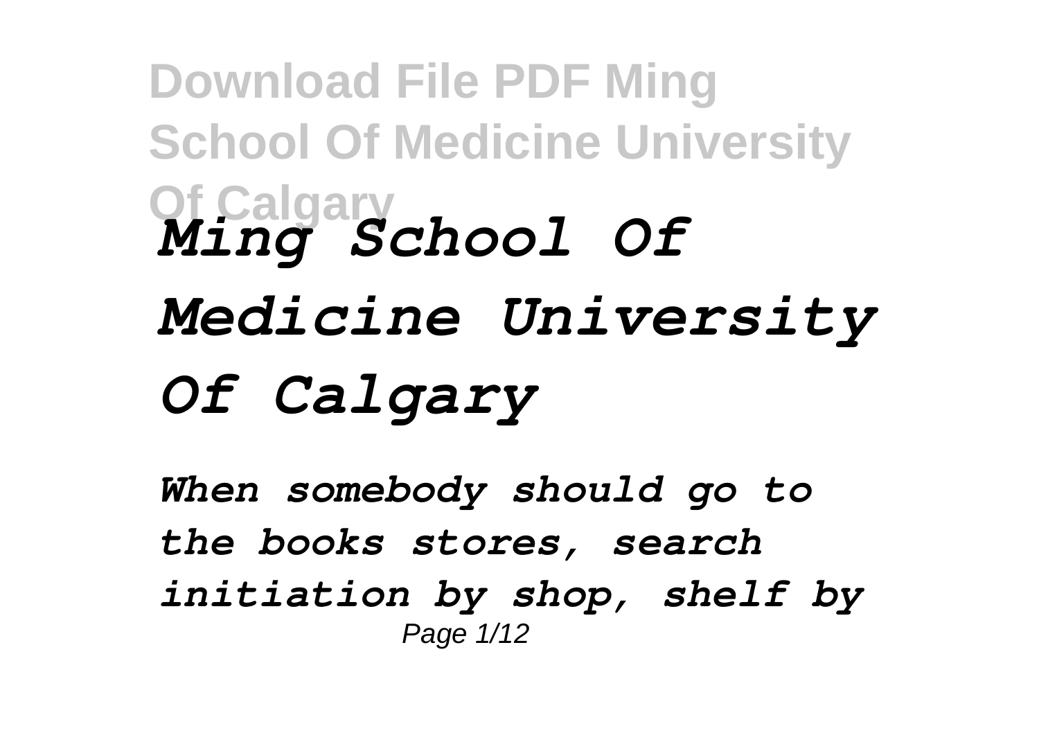# *Ming School Of Medicine University Of Calgary*

*When somebody should go to the books stores, search initiation by shop, shelf by*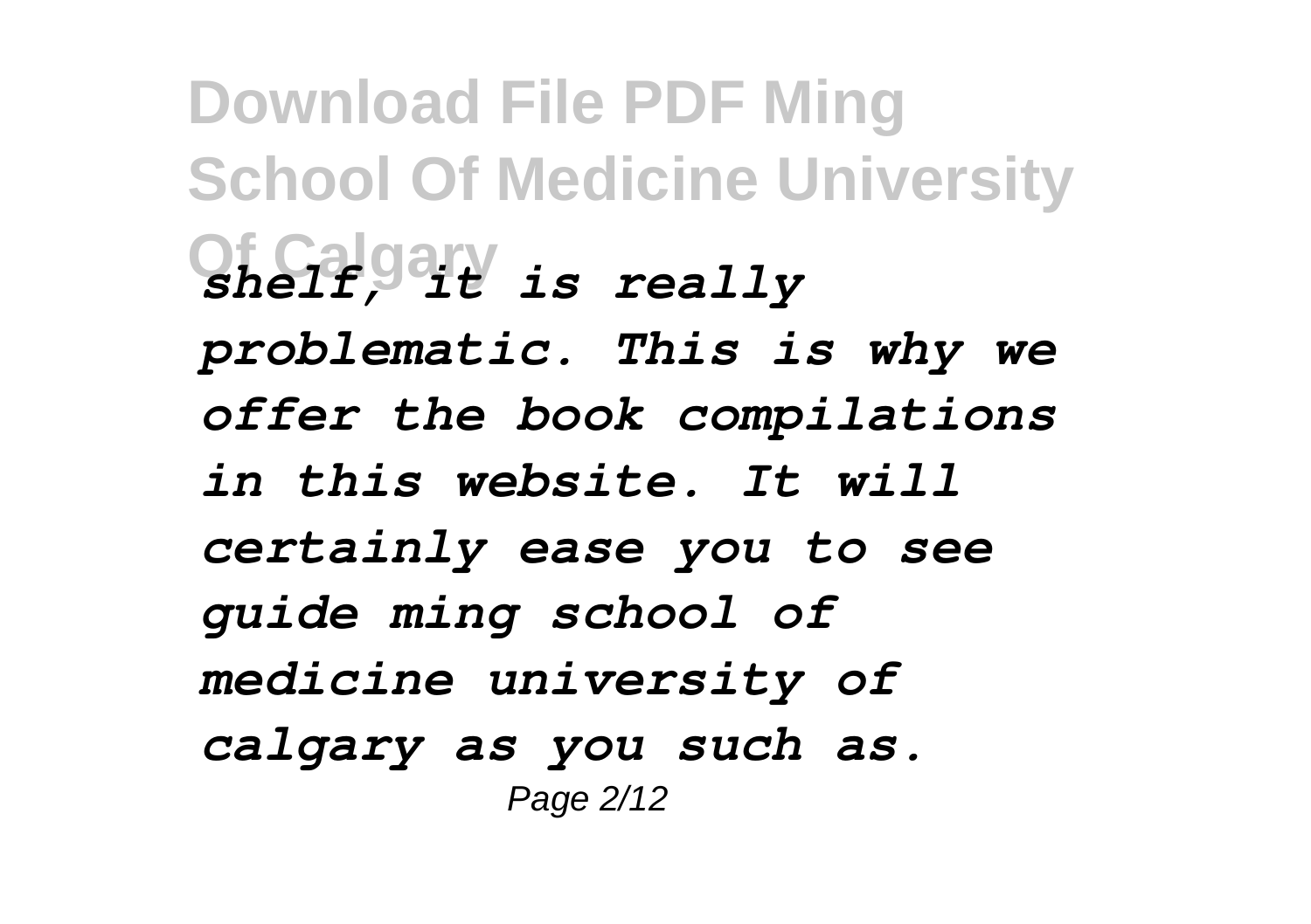*shelf, it is really problematic. This is why we offer the book compilations in this website. It will certainly ease you to see guide ming school of medicine university of calgary as you such as.*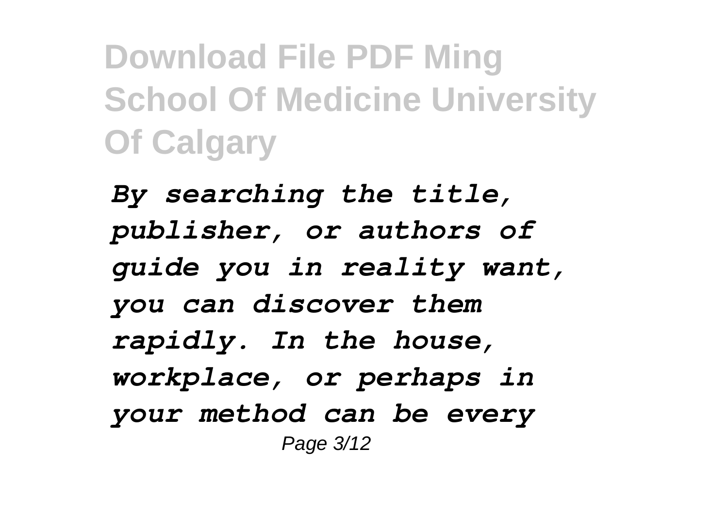*By searching the title, publisher, or authors of guide you in reality want, you can discover them rapidly. In the house, workplace, or perhaps in your method can be every*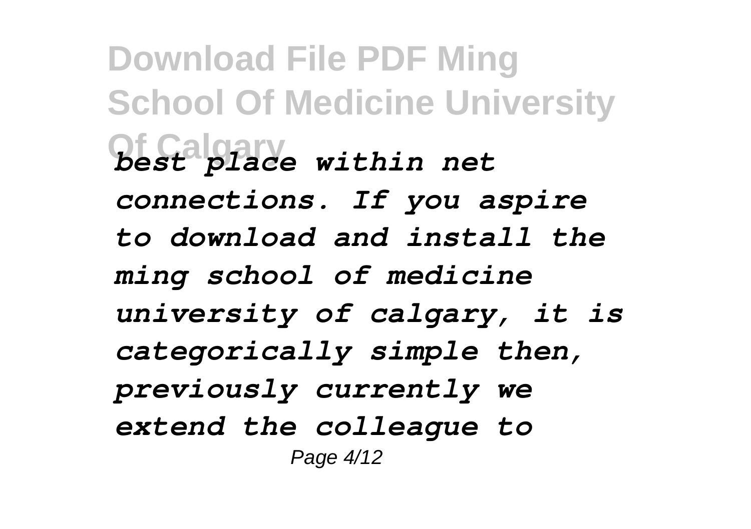*best place within net connections. If you aspire to download and install the ming school of medicine university of calgary, it is categorically simple then, previously currently we extend the colleague to*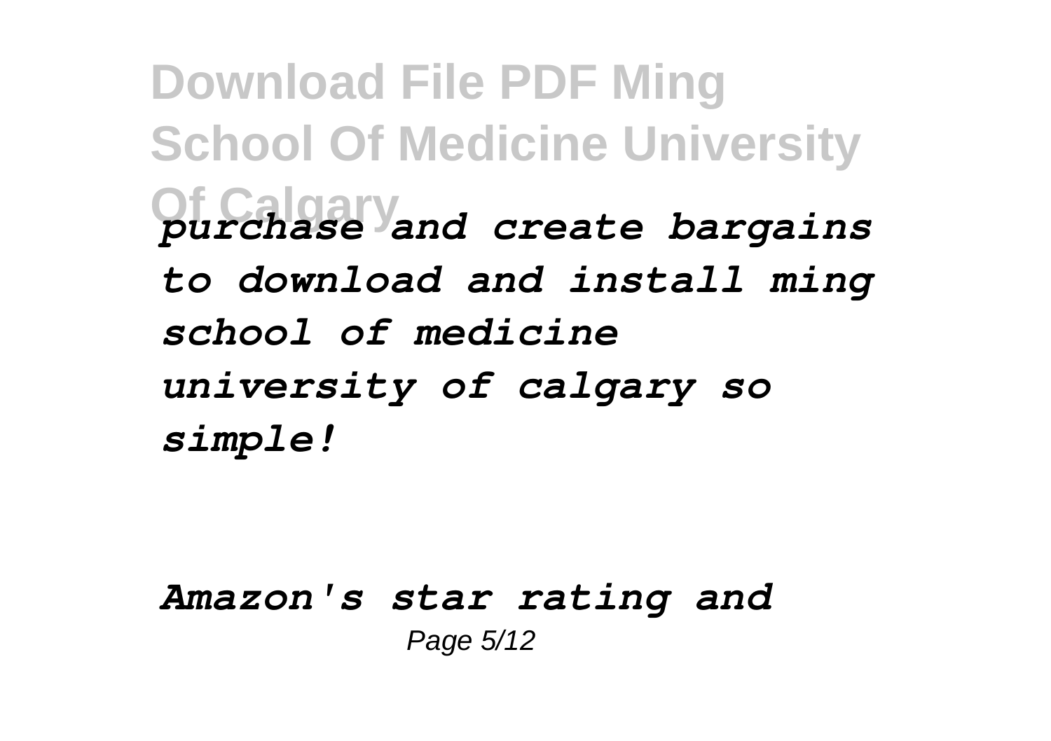*purchase and create bargains to download and install ming school of medicine university of calgary so simple!*

***Amazon's star rating and***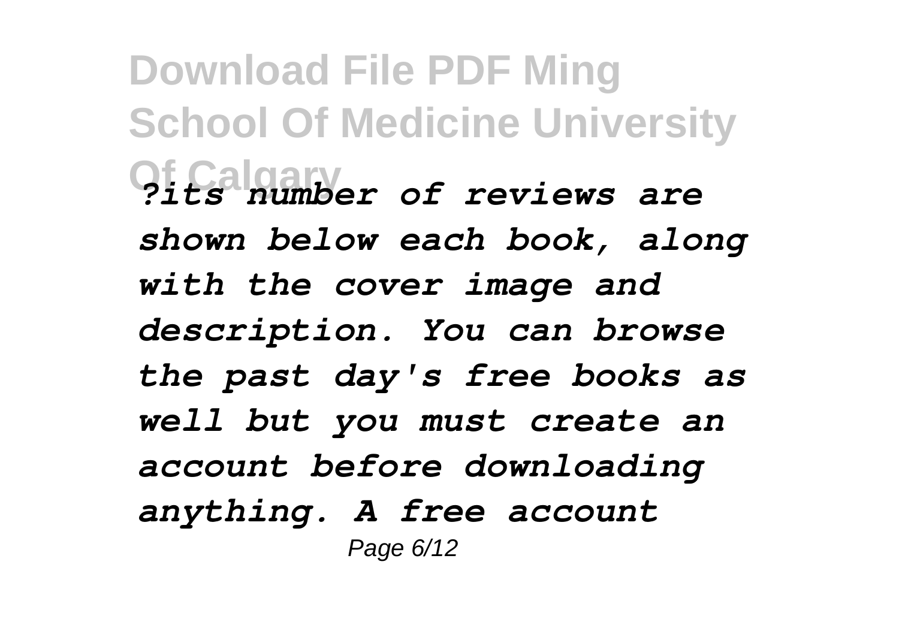*?its number of reviews are shown below each book, along with the cover image and description. You can browse the past day's free books as well but you must create an account before downloading anything. A free account*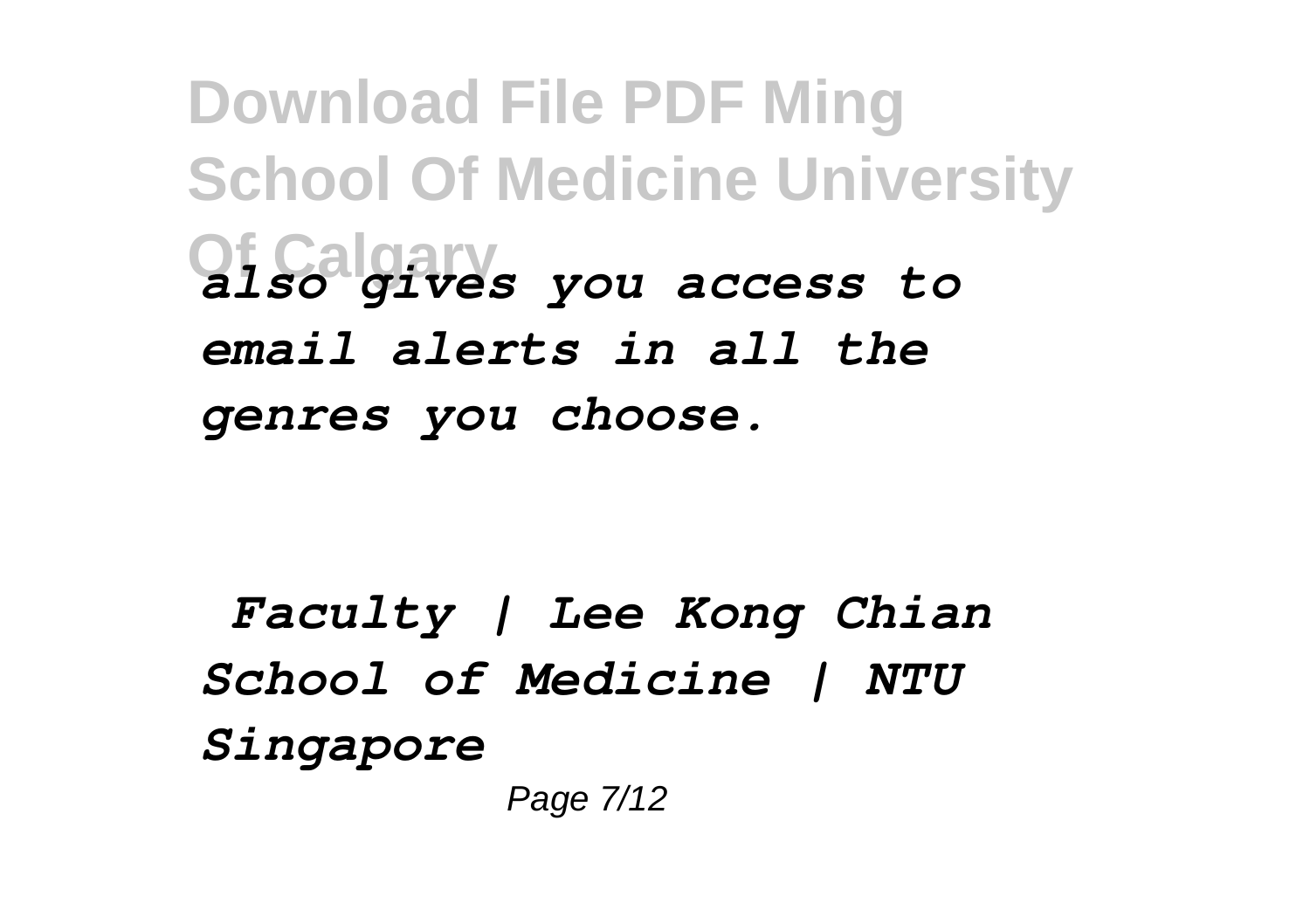*also gives you access to email alerts in all the genres you choose.*

***Faculty | Lee Kong Chian School of Medicine | NTU Singapore***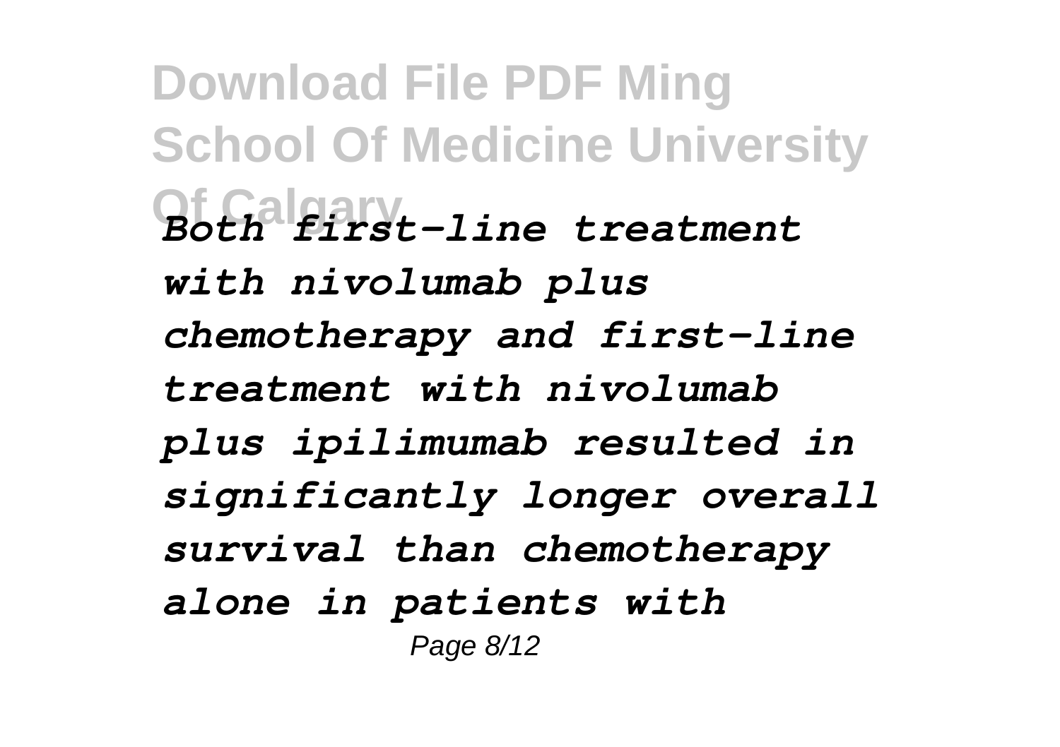*Both first-line treatment with nivolumab plus chemotherapy and first-line treatment with nivolumab plus ipilimumab resulted in significantly longer overall survival than chemotherapy alone in patients with*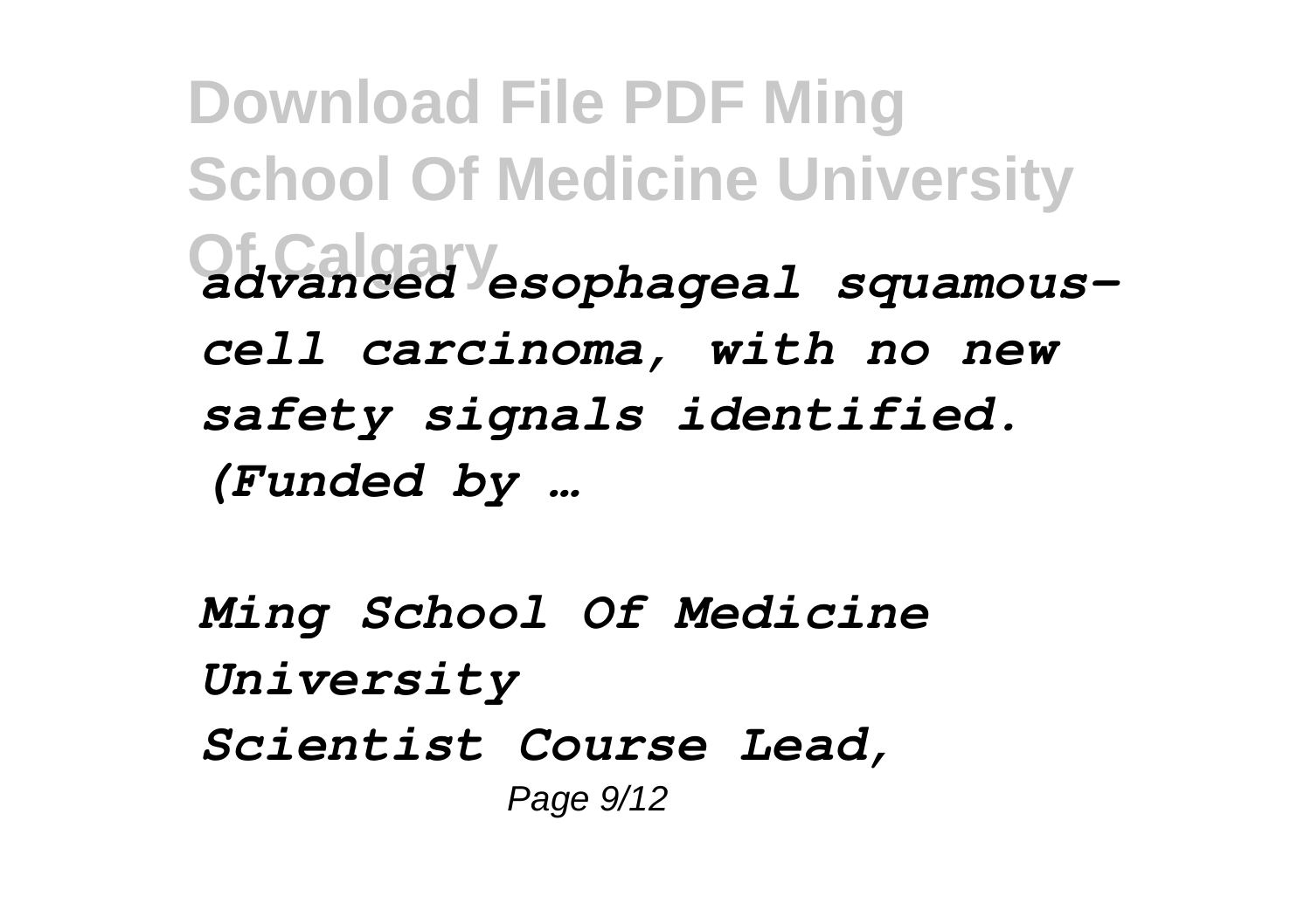*advanced esophageal squamous-cell carcinoma, with no new safety signals identified. (Funded by …*

*Ming School Of Medicine University*

*Scientist Course Lead,*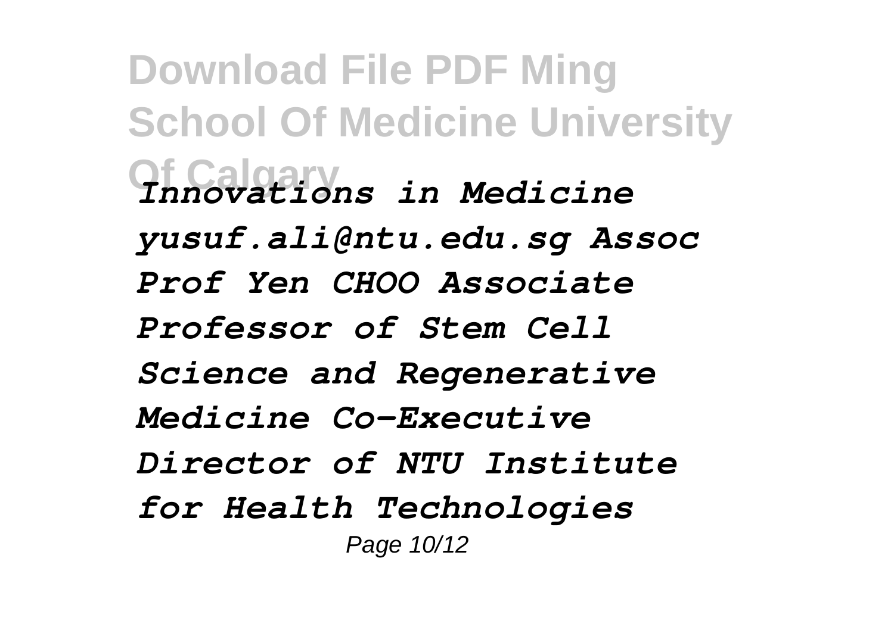*Innovations in Medicine yusuf.ali@ntu.edu.sg Assoc Prof Yen CHOO Associate Professor of Stem Cell Science and Regenerative Medicine Co-Executive Director of NTU Institute for Health Technologies*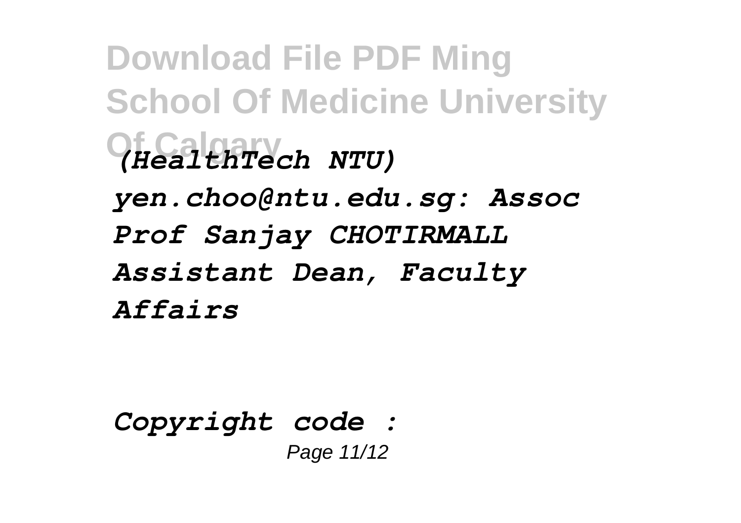*(HealthTech NTU) yen.choo@ntu.edu.sg: Assoc Prof Sanjay CHOTIRMALL Assistant Dean, Faculty Affairs*

*Copyright code :*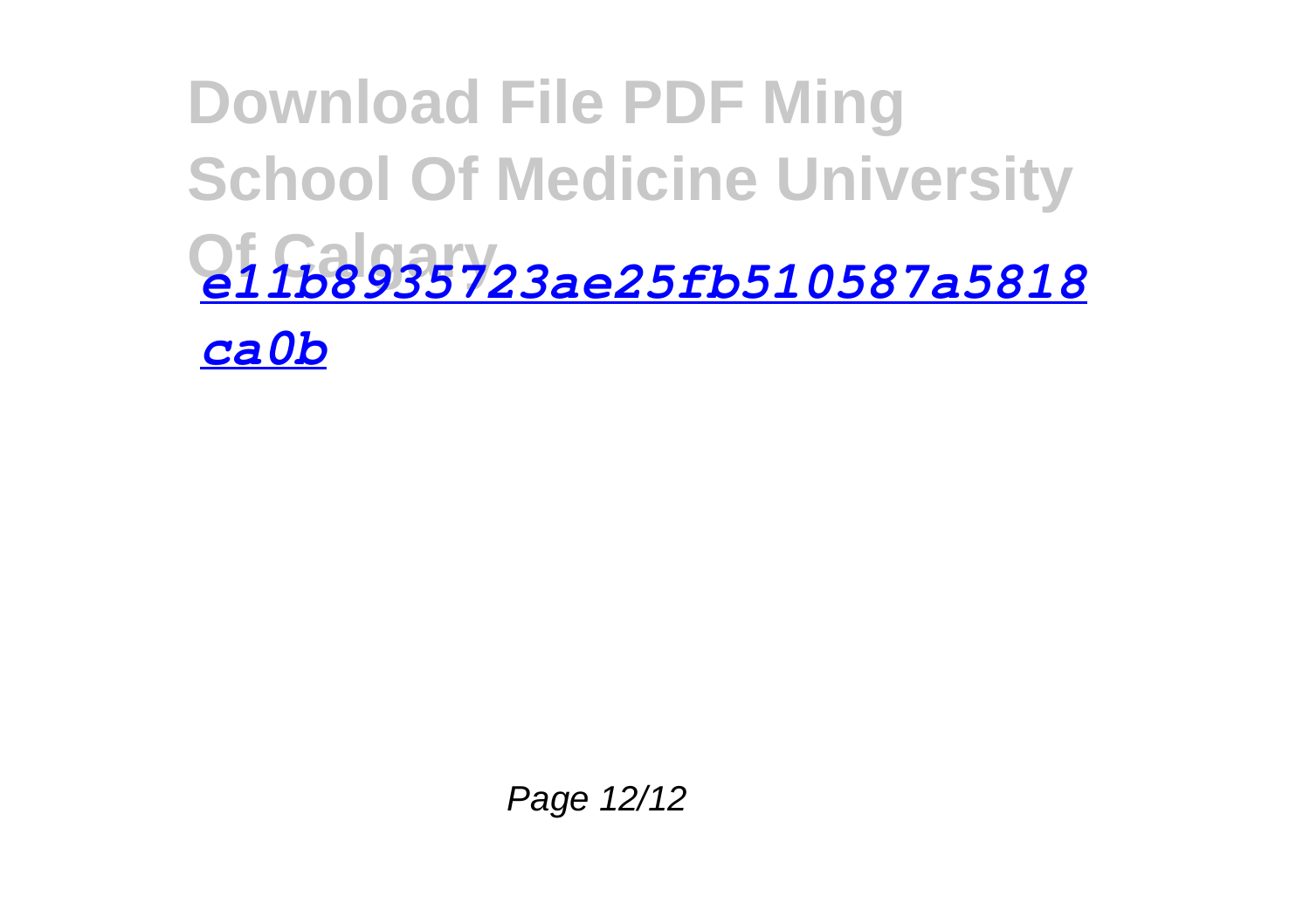[e11b8935723ae25fb510587a5818ca0b](e11b8935723ae25fb510587a5818ca0b)